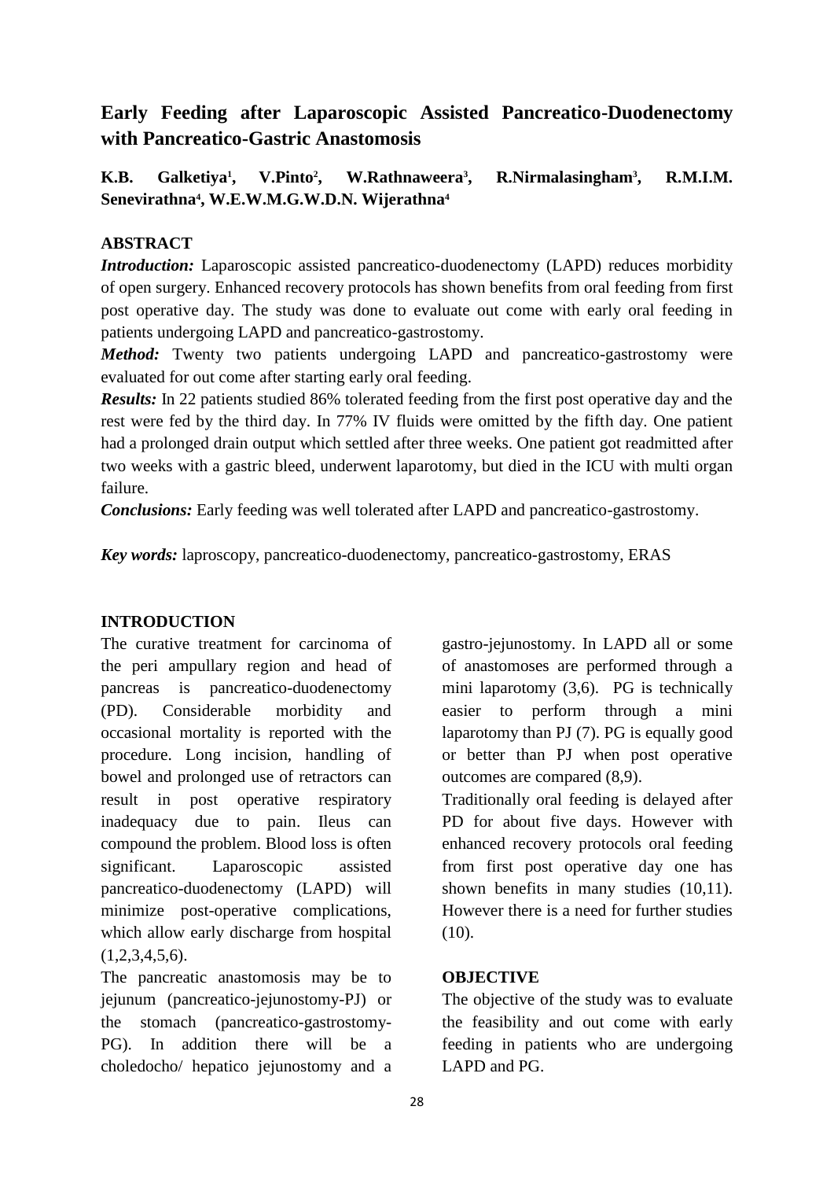# Early Feeding after Laparoscopic Assisted Pancreatico-Duodenectomy with Pancreatico-Gastric Anastomosis

**K.B. Galketiya[1], V.Pinto[2], W.Rathnaweera[3], R.Nirmalasingham[3], R.M.I.M. Senevirathna[4], W.E.W.M.G.W.D.N. Wijerathna[4]**

## ABSTRACT

***Introduction:*** Laparoscopic assisted pancreatico-duodenectomy (LAPD) reduces morbidity of open surgery. Enhanced recovery protocols has shown benefits from oral feeding from first post operative day. The study was done to evaluate out come with early oral feeding in patients undergoing LAPD and pancreatico-gastrostomy.

***Method:*** Twenty two patients undergoing LAPD and pancreatico-gastrostomy were evaluated for out come after starting early oral feeding.

***Results:*** In 22 patients studied 86% tolerated feeding from the first post operative day and the rest were fed by the third day. In 77% IV fluids were omitted by the fifth day. One patient had a prolonged drain output which settled after three weeks. One patient got readmitted after two weeks with a gastric bleed, underwent laparotomy, but died in the ICU with multi organ failure.

***Conclusions:*** Early feeding was well tolerated after LAPD and pancreatico-gastrostomy.

***Key words:*** laproscopy, pancreatico-duodenectomy, pancreatico-gastrostomy, ERAS

## INTRODUCTION

The curative treatment for carcinoma of the peri ampullary region and head of pancreas is pancreatico-duodenectomy (PD). Considerable morbidity and occasional mortality is reported with the procedure. Long incision, handling of bowel and prolonged use of retractors can result in post operative respiratory inadequacy due to pain. Ileus can compound the problem. Blood loss is often significant. Laparoscopic assisted pancreatico-duodenectomy (LAPD) will minimize post-operative complications, which allow early discharge from hospital (1,2,3,4,5,6).

The pancreatic anastomosis may be to jejunum (pancreatico-jejunostomy-PJ) or the stomach (pancreatico-gastrostomy-PG). In addition there will be a choledocho/ hepatico jejunostomy and a gastro-jejunostomy. In LAPD all or some of anastomoses are performed through a mini laparotomy (3,6). PG is technically easier to perform through a mini laparotomy than PJ (7). PG is equally good or better than PJ when post operative outcomes are compared (8,9).

Traditionally oral feeding is delayed after PD for about five days. However with enhanced recovery protocols oral feeding from first post operative day one has shown benefits in many studies (10,11). However there is a need for further studies (10).

## OBJECTIVE

The objective of the study was to evaluate the feasibility and out come with early feeding in patients who are undergoing LAPD and PG.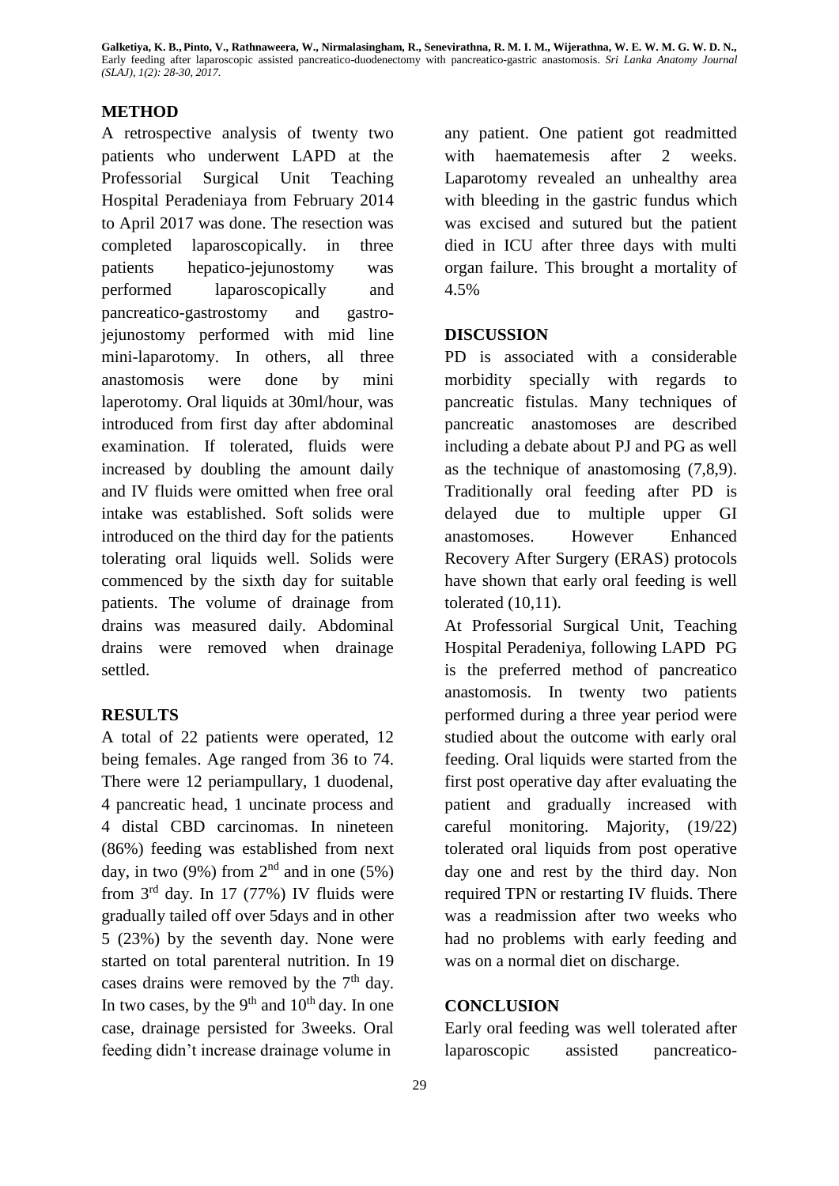## METHOD

A retrospective analysis of twenty two patients who underwent LAPD at the Professorial Surgical Unit Teaching Hospital Peradeniaya from February 2014 to April 2017 was done. The resection was completed laparoscopically. in three patients hepatico-jejunostomy was performed laparoscopically and pancreatico-gastrostomy and gastro-jejunostomy performed with mid line mini-laparotomy. In others, all three anastomosis were done by mini laperotomy. Oral liquids at 30ml/hour, was introduced from first day after abdominal examination. If tolerated, fluids were increased by doubling the amount daily and IV fluids were omitted when free oral intake was established. Soft solids were introduced on the third day for the patients tolerating oral liquids well. Solids were commenced by the sixth day for suitable patients. The volume of drainage from drains was measured daily. Abdominal drains were removed when drainage settled.

## RESULTS

A total of 22 patients were operated, 12 being females. Age ranged from 36 to 74. There were 12 periampullary, 1 duodenal, 4 pancreatic head, 1 uncinate process and 4 distal CBD carcinomas. In nineteen (86%) feeding was established from next day, in two (9%) from 2nd and in one (5%) from 3rd day. In 17 (77%) IV fluids were gradually tailed off over 5days and in other 5 (23%) by the seventh day. None were started on total parenteral nutrition. In 19 cases drains were removed by the 7th day. In two cases, by the 9th and 10th day. In one case, drainage persisted for 3weeks. Oral feeding didn't increase drainage volume in any patient. One patient got readmitted with haematemesis after 2 weeks. Laparotomy revealed an unhealthy area with bleeding in the gastric fundus which was excised and sutured but the patient died in ICU after three days with multi organ failure. This brought a mortality of 4.5%

## DISCUSSION

PD is associated with a considerable morbidity specially with regards to pancreatic fistulas. Many techniques of pancreatic anastomoses are described including a debate about PJ and PG as well as the technique of anastomosing (7,8,9). Traditionally oral feeding after PD is delayed due to multiple upper GI anastomoses. However Enhanced Recovery After Surgery (ERAS) protocols have shown that early oral feeding is well tolerated (10,11).

At Professorial Surgical Unit, Teaching Hospital Peradeniya, following LAPD PG is the preferred method of pancreatico anastomosis. In twenty two patients performed during a three year period were studied about the outcome with early oral feeding. Oral liquids were started from the first post operative day after evaluating the patient and gradually increased with careful monitoring. Majority, (19/22) tolerated oral liquids from post operative day one and rest by the third day. Non required TPN or restarting IV fluids. There was a readmission after two weeks who had no problems with early feeding and was on a normal diet on discharge.

## CONCLUSION

Early oral feeding was well tolerated after laparoscopic assisted pancreatico-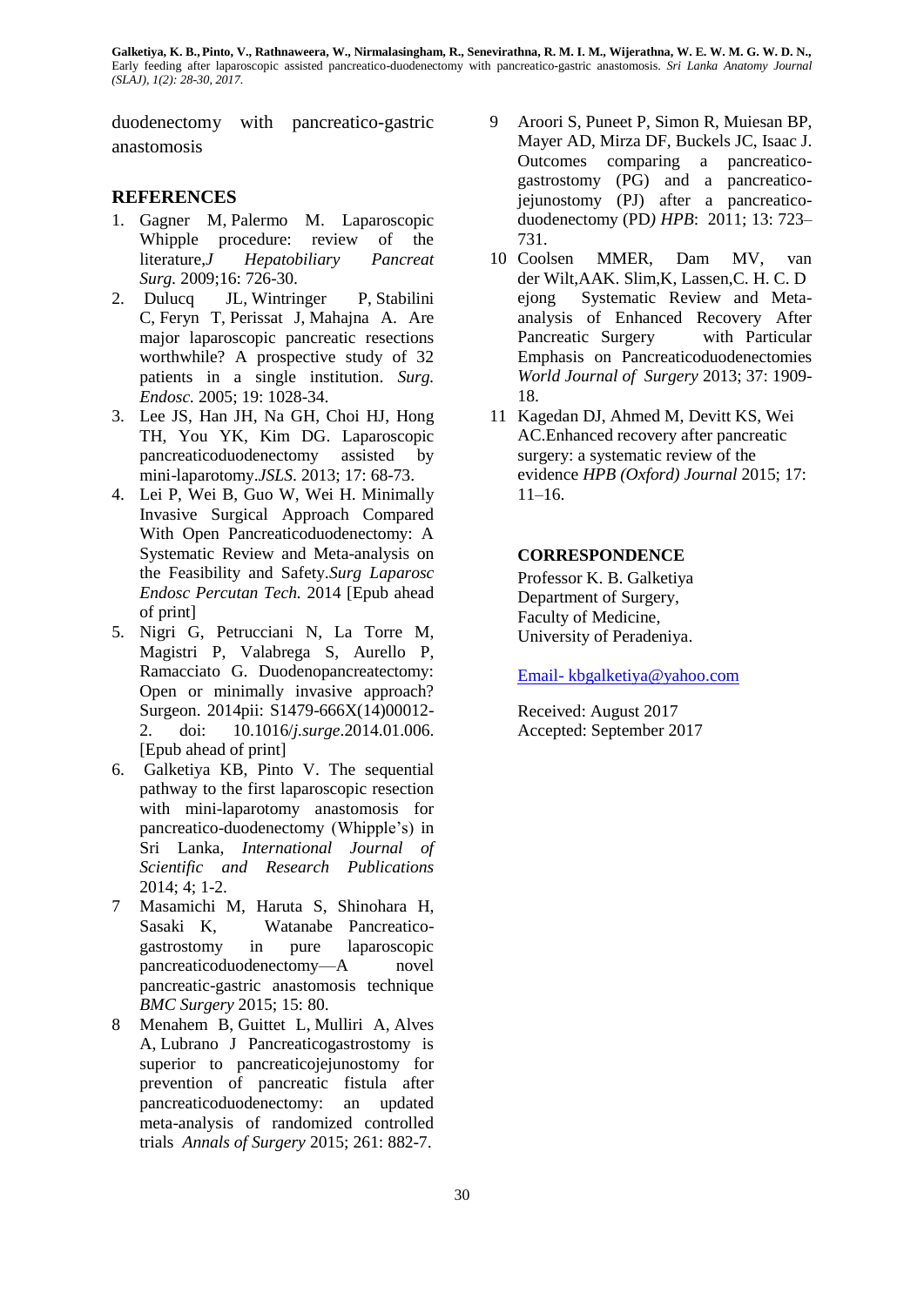duodenectomy with pancreatico-gastric anastomosis

## REFERENCES

1. Gagner M, Palermo M. Laparoscopic Whipple procedure: review of the literature,*J Hepatobiliary Pancreat Surg.* 2009;16: 726-30.
2. Dulucq JL, Wintringer P, Stabilini C, Feryn T, Perissat J, Mahajna A. Are major laparoscopic pancreatic resections worthwhile? A prospective study of 32 patients in a single institution. *Surg. Endosc.* 2005; 19: 1028-34.
3. Lee JS, Han JH, Na GH, Choi HJ, Hong TH, You YK, Kim DG. Laparoscopic pancreaticoduodenectomy assisted by mini-laparotomy.*JSLS.* 2013; 17: 68-73.
4. Lei P, Wei B, Guo W, Wei H. Minimally Invasive Surgical Approach Compared With Open Pancreaticoduodenectomy: A Systematic Review and Meta-analysis on the Feasibility and Safety.*Surg Laparosc Endosc Percutan Tech.* 2014 [Epub ahead of print]
5. Nigri G, Petrucciani N, La Torre M, Magistri P, Valabrega S, Aurello P, Ramacciato G. Duodenopancreatectomy: Open or minimally invasive approach? Surgeon. 2014pii: S1479-666X(14)00012-2. doi: 10.1016/*j.surge*.2014.01.006. [Epub ahead of print]
6. Galketiya KB, Pinto V. The sequential pathway to the first laparoscopic resection with mini-laparotomy anastomosis for pancreatico-duodenectomy (Whipple's) in Sri Lanka, *International Journal of Scientific and Research Publications* 2014; 4; 1-2.
7. Masamichi M, Haruta S, Shinohara H, Sasaki K, Watanabe Pancreatico-gastrostomy in pure laparoscopic pancreaticoduodenectomy—A novel pancreatic-gastric anastomosis technique *BMC Surgery* 2015; 15: 80.
8. Menahem B, Guittet L, Mulliri A, Alves A, Lubrano J Pancreaticogastrostomy is superior to pancreaticojejunostomy for prevention of pancreatic fistula after pancreaticoduodenectomy: an updated meta-analysis of randomized controlled trials *Annals of Surgery* 2015; 261: 882-7.
9. Aroori S, Puneet P, Simon R, Muiesan BP, Mayer AD, Mirza DF, Buckels JC, Isaac J. Outcomes comparing a pancreatico-gastrostomy (PG) and a pancreatico-jejunostomy (PJ) after a pancreatico-duodenectomy (PD*) HPB*: 2011; 13: 723–731.
10. Coolsen MMER, Dam MV, van der Wilt,AAK. Slim,K, Lassen,C. H. C. D ejong Systematic Review and Meta-analysis of Enhanced Recovery After Pancreatic Surgery with Particular Emphasis on Pancreaticoduodenectomies *World Journal of Surgery* 2013; 37: 1909-18.
11. Kagedan DJ, Ahmed M, Devitt KS, Wei AC.Enhanced recovery after pancreatic surgery: a systematic review of the evidence *HPB (Oxford) Journal* 2015; 17: 11–16.

## CORRESPONDENCE

Professor K. B. Galketiya
Department of Surgery,
Faculty of Medicine,
University of Peradeniya.

Email- kbgalketiya@yahoo.com

Received: August 2017
Accepted: September 2017